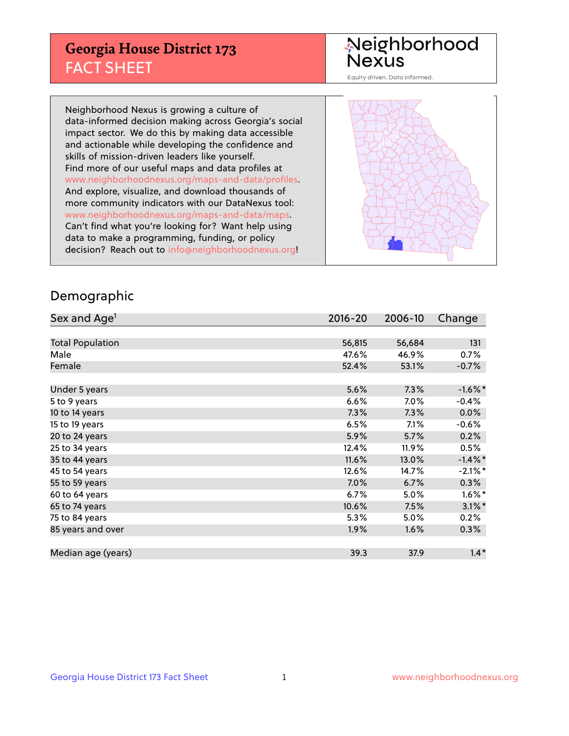# Georgia House District 173
## FACT SHEET

Neighborhood Nexus

Equity driven. Data informed.

Neighborhood Nexus is growing a culture of data-informed decision making across Georgia's social impact sector. We do this by making data accessible and actionable while developing the confidence and skills of mission-driven leaders like yourself. Find more of our useful maps and data profiles at www.neighborhoodnexus.org/maps-and-data/profiles. And explore, visualize, and download thousands of more community indicators with our DataNexus tool: www.neighborhoodnexus.org/maps-and-data/maps. Can't find what you're looking for? Want help using data to make a programming, funding, or policy decision? Reach out to info@neighborhoodnexus.org!

## Demographic

| Sex and Age[1] | 2016-20 | 2006-10 | Change |
|---|---|---|---|
| Total Population | 56,815 | 56,684 | 131 |
| Male | 47.6% | 46.9% | 0.7% |
| Female | 52.4% | 53.1% | -0.7% |
| Under 5 years | 5.6% | 7.3% | -1.6%* |
| 5 to 9 years | 6.6% | 7.0% | -0.4% |
| 10 to 14 years | 7.3% | 7.3% | 0.0% |
| 15 to 19 years | 6.5% | 7.1% | -0.6% |
| 20 to 24 years | 5.9% | 5.7% | 0.2% |
| 25 to 34 years | 12.4% | 11.9% | 0.5% |
| 35 to 44 years | 11.6% | 13.0% | -1.4%* |
| 45 to 54 years | 12.6% | 14.7% | -2.1%* |
| 55 to 59 years | 7.0% | 6.7% | 0.3% |
| 60 to 64 years | 6.7% | 5.0% | 1.6%* |
| 65 to 74 years | 10.6% | 7.5% | 3.1%* |
| 75 to 84 years | 5.3% | 5.0% | 0.2% |
| 85 years and over | 1.9% | 1.6% | 0.3% |
| Median age (years) | 39.3 | 37.9 | 1.4* |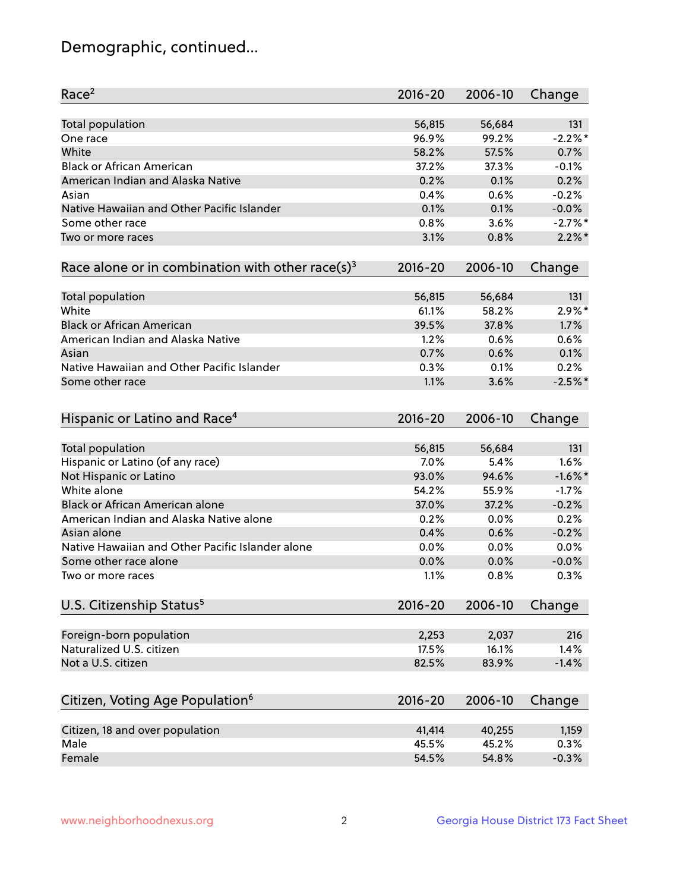# Demographic, continued...

| Race[2] | 2016-20 | 2006-10 | Change |
|---|---|---|---|
| Total population | 56,815 | 56,684 | 131 |
| One race | 96.9% | 99.2% | -2.2%* |
| White | 58.2% | 57.5% | 0.7% |
| Black or African American | 37.2% | 37.3% | -0.1% |
| American Indian and Alaska Native | 0.2% | 0.1% | 0.2% |
| Asian | 0.4% | 0.6% | -0.2% |
| Native Hawaiian and Other Pacific Islander | 0.1% | 0.1% | -0.0% |
| Some other race | 0.8% | 3.6% | -2.7%* |
| Two or more races | 3.1% | 0.8% | 2.2%* |

| Race alone or in combination with other race(s)[3] | 2016-20 | 2006-10 | Change |
|---|---|---|---|
| Total population | 56,815 | 56,684 | 131 |
| White | 61.1% | 58.2% | 2.9%* |
| Black or African American | 39.5% | 37.8% | 1.7% |
| American Indian and Alaska Native | 1.2% | 0.6% | 0.6% |
| Asian | 0.7% | 0.6% | 0.1% |
| Native Hawaiian and Other Pacific Islander | 0.3% | 0.1% | 0.2% |
| Some other race | 1.1% | 3.6% | -2.5%* |

| Hispanic or Latino and Race[4] | 2016-20 | 2006-10 | Change |
|---|---|---|---|
| Total population | 56,815 | 56,684 | 131 |
| Hispanic or Latino (of any race) | 7.0% | 5.4% | 1.6% |
| Not Hispanic or Latino | 93.0% | 94.6% | -1.6%* |
| White alone | 54.2% | 55.9% | -1.7% |
| Black or African American alone | 37.0% | 37.2% | -0.2% |
| American Indian and Alaska Native alone | 0.2% | 0.0% | 0.2% |
| Asian alone | 0.4% | 0.6% | -0.2% |
| Native Hawaiian and Other Pacific Islander alone | 0.0% | 0.0% | 0.0% |
| Some other race alone | 0.0% | 0.0% | -0.0% |
| Two or more races | 1.1% | 0.8% | 0.3% |

| U.S. Citizenship Status[5] | 2016-20 | 2006-10 | Change |
|---|---|---|---|
| Foreign-born population | 2,253 | 2,037 | 216 |
| Naturalized U.S. citizen | 17.5% | 16.1% | 1.4% |
| Not a U.S. citizen | 82.5% | 83.9% | -1.4% |

| Citizen, Voting Age Population[6] | 2016-20 | 2006-10 | Change |
|---|---|---|---|
| Citizen, 18 and over population | 41,414 | 40,255 | 1,159 |
| Male | 45.5% | 45.2% | 0.3% |
| Female | 54.5% | 54.8% | -0.3% |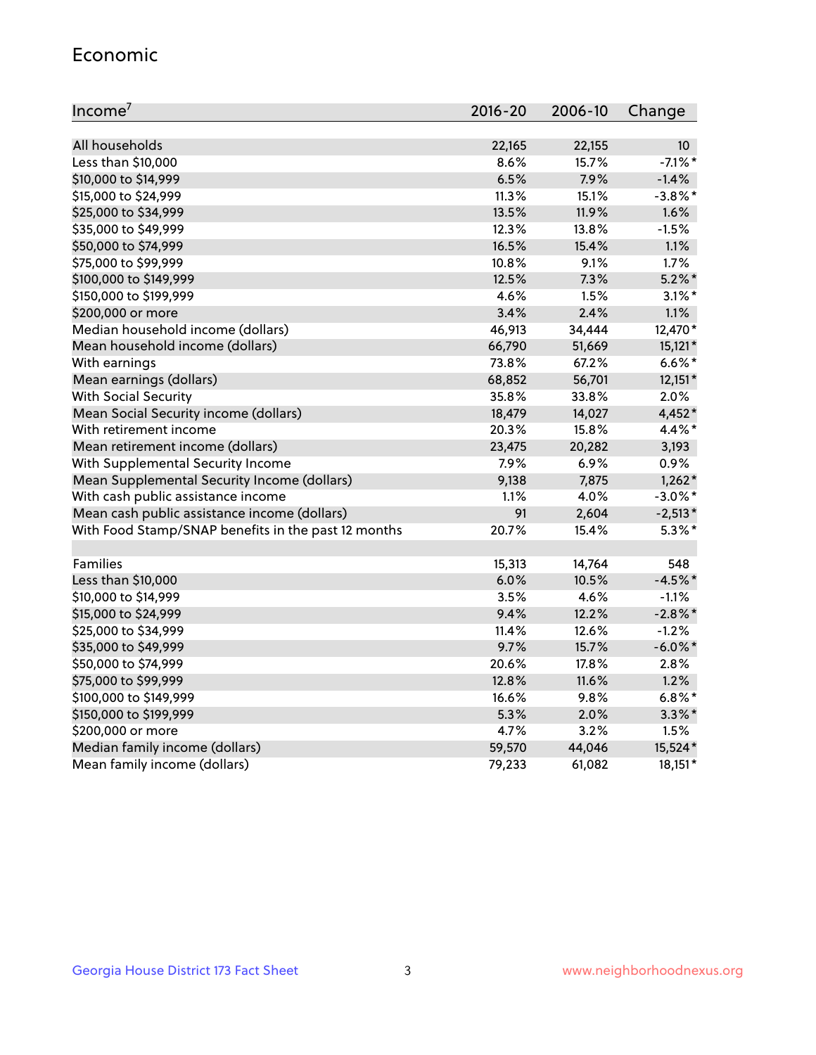## Economic

| Income[7] | 2016-20 | 2006-10 | Change |
|---|---|---|---|
| All households | 22,165 | 22,155 | 10 |
| Less than $10,000 | 8.6% | 15.7% | -7.1%* |
| $10,000 to $14,999 | 6.5% | 7.9% | -1.4% |
| $15,000 to $24,999 | 11.3% | 15.1% | -3.8%* |
| $25,000 to $34,999 | 13.5% | 11.9% | 1.6% |
| $35,000 to $49,999 | 12.3% | 13.8% | -1.5% |
| $50,000 to $74,999 | 16.5% | 15.4% | 1.1% |
| $75,000 to $99,999 | 10.8% | 9.1% | 1.7% |
| $100,000 to $149,999 | 12.5% | 7.3% | 5.2%* |
| $150,000 to $199,999 | 4.6% | 1.5% | 3.1%* |
| $200,000 or more | 3.4% | 2.4% | 1.1% |
| Median household income (dollars) | 46,913 | 34,444 | 12,470* |
| Mean household income (dollars) | 66,790 | 51,669 | 15,121* |
| With earnings | 73.8% | 67.2% | 6.6%* |
| Mean earnings (dollars) | 68,852 | 56,701 | 12,151* |
| With Social Security | 35.8% | 33.8% | 2.0% |
| Mean Social Security income (dollars) | 18,479 | 14,027 | 4,452* |
| With retirement income | 20.3% | 15.8% | 4.4%* |
| Mean retirement income (dollars) | 23,475 | 20,282 | 3,193 |
| With Supplemental Security Income | 7.9% | 6.9% | 0.9% |
| Mean Supplemental Security Income (dollars) | 9,138 | 7,875 | 1,262* |
| With cash public assistance income | 1.1% | 4.0% | -3.0%* |
| Mean cash public assistance income (dollars) | 91 | 2,604 | -2,513* |
| With Food Stamp/SNAP benefits in the past 12 months | 20.7% | 15.4% | 5.3%* |
| | | | |
| Families | 15,313 | 14,764 | 548 |
| Less than $10,000 | 6.0% | 10.5% | -4.5%* |
| $10,000 to $14,999 | 3.5% | 4.6% | -1.1% |
| $15,000 to $24,999 | 9.4% | 12.2% | -2.8%* |
| $25,000 to $34,999 | 11.4% | 12.6% | -1.2% |
| $35,000 to $49,999 | 9.7% | 15.7% | -6.0%* |
| $50,000 to $74,999 | 20.6% | 17.8% | 2.8% |
| $75,000 to $99,999 | 12.8% | 11.6% | 1.2% |
| $100,000 to $149,999 | 16.6% | 9.8% | 6.8%* |
| $150,000 to $199,999 | 5.3% | 2.0% | 3.3%* |
| $200,000 or more | 4.7% | 3.2% | 1.5% |
| Median family income (dollars) | 59,570 | 44,046 | 15,524* |
| Mean family income (dollars) | 79,233 | 61,082 | 18,151* |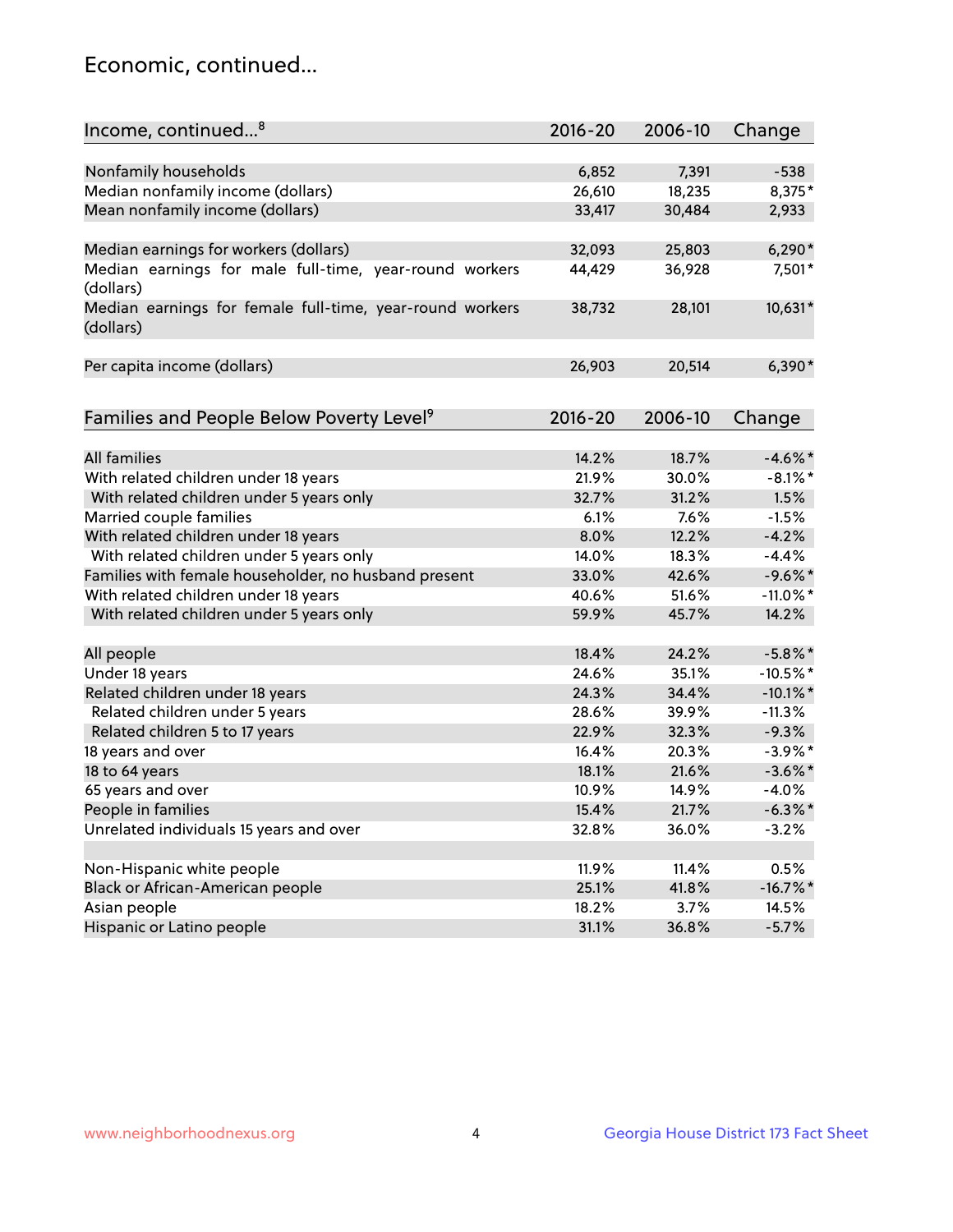## Economic, continued...

| Income, continued...[8] | 2016-20 | 2006-10 | Change |
|---|---|---|---|
| Nonfamily households | 6,852 | 7,391 | -538 |
| Median nonfamily income (dollars) | 26,610 | 18,235 | 8,375* |
| Mean nonfamily income (dollars) | 33,417 | 30,484 | 2,933 |
| Median earnings for workers (dollars) | 32,093 | 25,803 | 6,290* |
| Median earnings for male full-time, year-round workers (dollars) | 44,429 | 36,928 | 7,501* |
| Median earnings for female full-time, year-round workers (dollars) | 38,732 | 28,101 | 10,631* |
| Per capita income (dollars) | 26,903 | 20,514 | 6,390* |

| Families and People Below Poverty Level[9] | 2016-20 | 2006-10 | Change |
|---|---|---|---|
| All families | 14.2% | 18.7% | -4.6%* |
| With related children under 18 years | 21.9% | 30.0% | -8.1%* |
| With related children under 5 years only | 32.7% | 31.2% | 1.5% |
| Married couple families | 6.1% | 7.6% | -1.5% |
| With related children under 18 years | 8.0% | 12.2% | -4.2% |
| With related children under 5 years only | 14.0% | 18.3% | -4.4% |
| Families with female householder, no husband present | 33.0% | 42.6% | -9.6%* |
| With related children under 18 years | 40.6% | 51.6% | -11.0%* |
| With related children under 5 years only | 59.9% | 45.7% | 14.2% |
| All people | 18.4% | 24.2% | -5.8%* |
| Under 18 years | 24.6% | 35.1% | -10.5%* |
| Related children under 18 years | 24.3% | 34.4% | -10.1%* |
| Related children under 5 years | 28.6% | 39.9% | -11.3% |
| Related children 5 to 17 years | 22.9% | 32.3% | -9.3% |
| 18 years and over | 16.4% | 20.3% | -3.9%* |
| 18 to 64 years | 18.1% | 21.6% | -3.6%* |
| 65 years and over | 10.9% | 14.9% | -4.0% |
| People in families | 15.4% | 21.7% | -6.3%* |
| Unrelated individuals 15 years and over | 32.8% | 36.0% | -3.2% |
| Non-Hispanic white people | 11.9% | 11.4% | 0.5% |
| Black or African-American people | 25.1% | 41.8% | -16.7%* |
| Asian people | 18.2% | 3.7% | 14.5% |
| Hispanic or Latino people | 31.1% | 36.8% | -5.7% |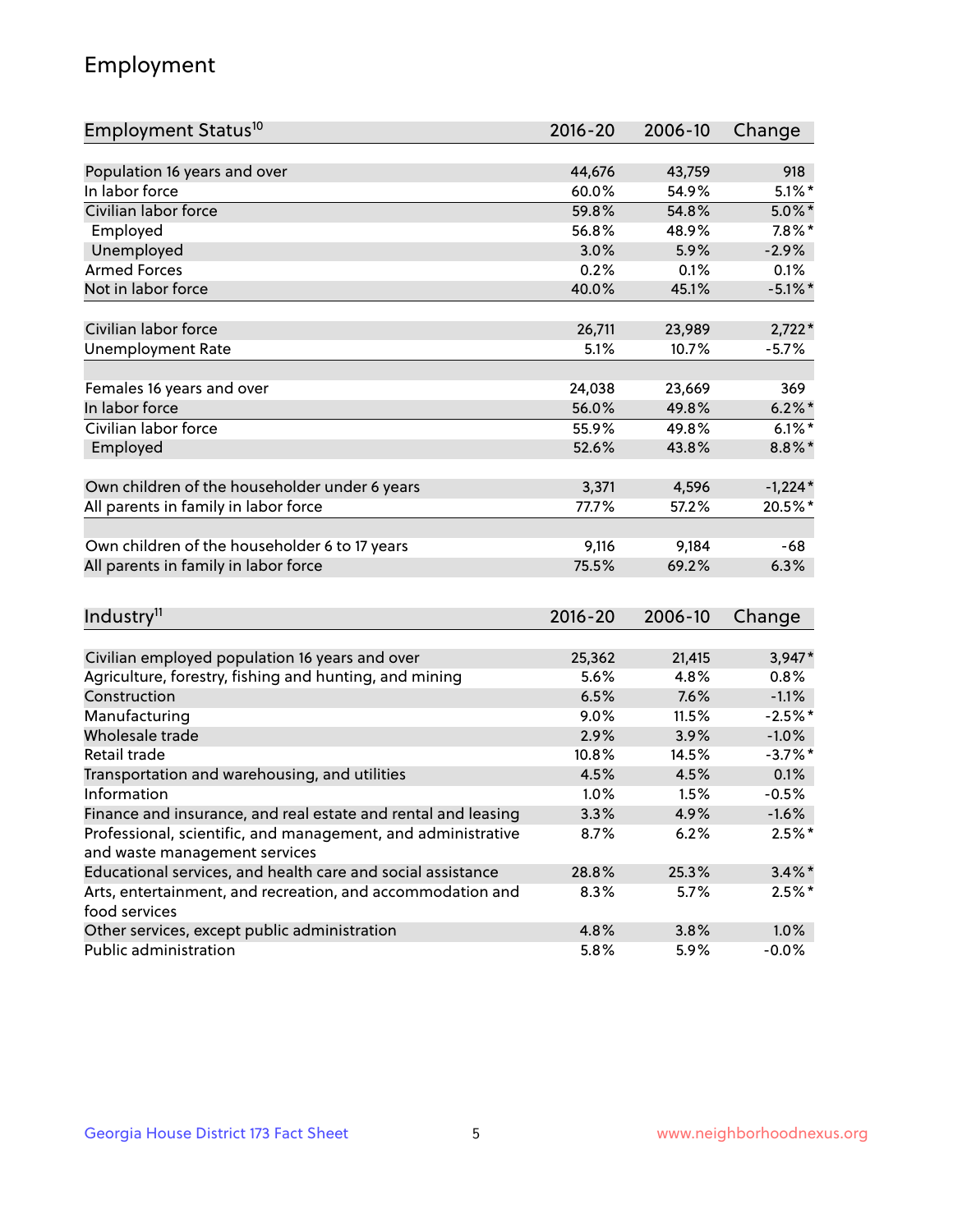## Employment

| Employment Status[10] | 2016-20 | 2006-10 | Change |
|---|---|---|---|
| Population 16 years and over | 44,676 | 43,759 | 918 |
| In labor force | 60.0% | 54.9% | 5.1%* |
| Civilian labor force | 59.8% | 54.8% | 5.0%* |
| Employed | 56.8% | 48.9% | 7.8%* |
| Unemployed | 3.0% | 5.9% | -2.9% |
| Armed Forces | 0.2% | 0.1% | 0.1% |
| Not in labor force | 40.0% | 45.1% | -5.1%* |
| | | | |
| Civilian labor force | 26,711 | 23,989 | 2,722* |
| Unemployment Rate | 5.1% | 10.7% | -5.7% |
| | | | |
| Females 16 years and over | 24,038 | 23,669 | 369 |
| In labor force | 56.0% | 49.8% | 6.2%* |
| Civilian labor force | 55.9% | 49.8% | 6.1%* |
| Employed | 52.6% | 43.8% | 8.8%* |
| | | | |
| Own children of the householder under 6 years | 3,371 | 4,596 | -1,224* |
| All parents in family in labor force | 77.7% | 57.2% | 20.5%* |
| | | | |
| Own children of the householder 6 to 17 years | 9,116 | 9,184 | -68 |
| All parents in family in labor force | 75.5% | 69.2% | 6.3% |

| Industry[11] | 2016-20 | 2006-10 | Change |
|---|---|---|---|
| Civilian employed population 16 years and over | 25,362 | 21,415 | 3,947* |
| Agriculture, forestry, fishing and hunting, and mining | 5.6% | 4.8% | 0.8% |
| Construction | 6.5% | 7.6% | -1.1% |
| Manufacturing | 9.0% | 11.5% | -2.5%* |
| Wholesale trade | 2.9% | 3.9% | -1.0% |
| Retail trade | 10.8% | 14.5% | -3.7%* |
| Transportation and warehousing, and utilities | 4.5% | 4.5% | 0.1% |
| Information | 1.0% | 1.5% | -0.5% |
| Finance and insurance, and real estate and rental and leasing | 3.3% | 4.9% | -1.6% |
| Professional, scientific, and management, and administrative and waste management services | 8.7% | 6.2% | 2.5%* |
| Educational services, and health care and social assistance | 28.8% | 25.3% | 3.4%* |
| Arts, entertainment, and recreation, and accommodation and food services | 8.3% | 5.7% | 2.5%* |
| Other services, except public administration | 4.8% | 3.8% | 1.0% |
| Public administration | 5.8% | 5.9% | -0.0% |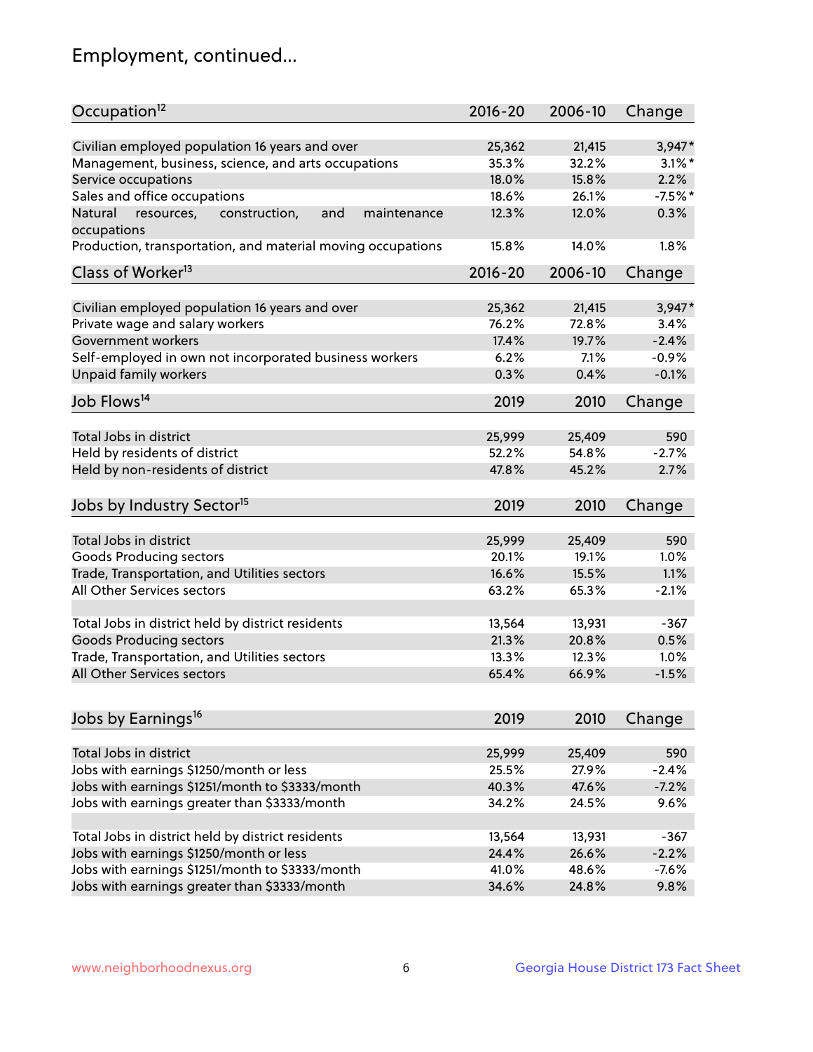# Employment, continued...

| Occupation[12] | 2016-20 | 2006-10 | Change |
|---|---|---|---|
| Civilian employed population 16 years and over | 25,362 | 21,415 | 3,947* |
| Management, business, science, and arts occupations | 35.3% | 32.2% | 3.1%* |
| Service occupations | 18.0% | 15.8% | 2.2% |
| Sales and office occupations | 18.6% | 26.1% | -7.5%* |
| Natural resources, construction, and maintenance occupations | 12.3% | 12.0% | 0.3% |
| Production, transportation, and material moving occupations | 15.8% | 14.0% | 1.8% |

| Class of Worker[13] | 2016-20 | 2006-10 | Change |
|---|---|---|---|
| Civilian employed population 16 years and over | 25,362 | 21,415 | 3,947* |
| Private wage and salary workers | 76.2% | 72.8% | 3.4% |
| Government workers | 17.4% | 19.7% | -2.4% |
| Self-employed in own not incorporated business workers | 6.2% | 7.1% | -0.9% |
| Unpaid family workers | 0.3% | 0.4% | -0.1% |

| Job Flows[14] | 2019 | 2010 | Change |
|---|---|---|---|
| Total Jobs in district | 25,999 | 25,409 | 590 |
| Held by residents of district | 52.2% | 54.8% | -2.7% |
| Held by non-residents of district | 47.8% | 45.2% | 2.7% |

| Jobs by Industry Sector[15] | 2019 | 2010 | Change |
|---|---|---|---|
| Total Jobs in district | 25,999 | 25,409 | 590 |
| Goods Producing sectors | 20.1% | 19.1% | 1.0% |
| Trade, Transportation, and Utilities sectors | 16.6% | 15.5% | 1.1% |
| All Other Services sectors | 63.2% | 65.3% | -2.1% |
| | | | |
| Total Jobs in district held by district residents | 13,564 | 13,931 | -367 |
| Goods Producing sectors | 21.3% | 20.8% | 0.5% |
| Trade, Transportation, and Utilities sectors | 13.3% | 12.3% | 1.0% |
| All Other Services sectors | 65.4% | 66.9% | -1.5% |

| Jobs by Earnings[16] | 2019 | 2010 | Change |
|---|---|---|---|
| Total Jobs in district | 25,999 | 25,409 | 590 |
| Jobs with earnings $1250/month or less | 25.5% | 27.9% | -2.4% |
| Jobs with earnings $1251/month to $3333/month | 40.3% | 47.6% | -7.2% |
| Jobs with earnings greater than $3333/month | 34.2% | 24.5% | 9.6% |
| | | | |
| Total Jobs in district held by district residents | 13,564 | 13,931 | -367 |
| Jobs with earnings $1250/month or less | 24.4% | 26.6% | -2.2% |
| Jobs with earnings $1251/month to $3333/month | 41.0% | 48.6% | -7.6% |
| Jobs with earnings greater than $3333/month | 34.6% | 24.8% | 9.8% |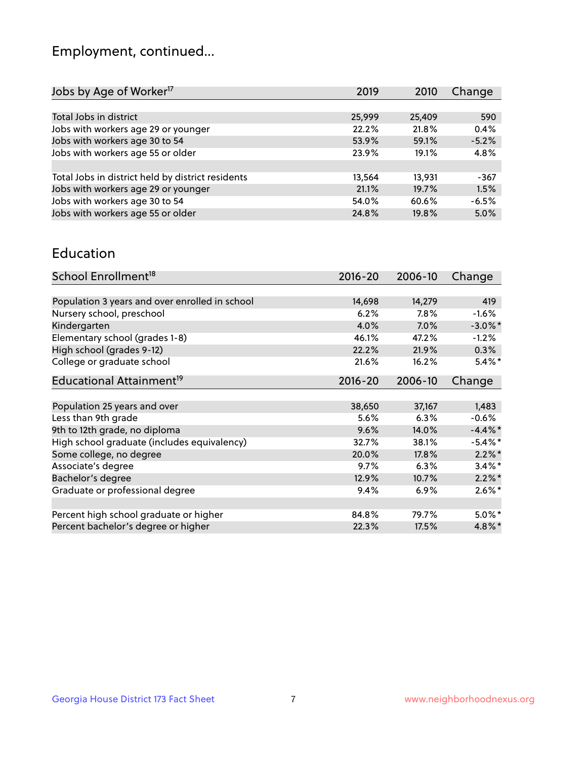# Employment, continued...

| Jobs by Age of Worker[17] | 2019 | 2010 | Change |
|---|---|---|---|
| Total Jobs in district | 25,999 | 25,409 | 590 |
| Jobs with workers age 29 or younger | 22.2% | 21.8% | 0.4% |
| Jobs with workers age 30 to 54 | 53.9% | 59.1% | -5.2% |
| Jobs with workers age 55 or older | 23.9% | 19.1% | 4.8% |
| | | | |
| Total Jobs in district held by district residents | 13,564 | 13,931 | -367 |
| Jobs with workers age 29 or younger | 21.1% | 19.7% | 1.5% |
| Jobs with workers age 30 to 54 | 54.0% | 60.6% | -6.5% |
| Jobs with workers age 55 or older | 24.8% | 19.8% | 5.0% |

## Education

| School Enrollment[18] | 2016-20 | 2006-10 | Change |
|---|---|---|---|
| Population 3 years and over enrolled in school | 14,698 | 14,279 | 419 |
| Nursery school, preschool | 6.2% | 7.8% | -1.6% |
| Kindergarten | 4.0% | 7.0% | -3.0%* |
| Elementary school (grades 1-8) | 46.1% | 47.2% | -1.2% |
| High school (grades 9-12) | 22.2% | 21.9% | 0.3% |
| College or graduate school | 21.6% | 16.2% | 5.4%* |

| Educational Attainment[19] | 2016-20 | 2006-10 | Change |
|---|---|---|---|
| Population 25 years and over | 38,650 | 37,167 | 1,483 |
| Less than 9th grade | 5.6% | 6.3% | -0.6% |
| 9th to 12th grade, no diploma | 9.6% | 14.0% | -4.4%* |
| High school graduate (includes equivalency) | 32.7% | 38.1% | -5.4%* |
| Some college, no degree | 20.0% | 17.8% | 2.2%* |
| Associate's degree | 9.7% | 6.3% | 3.4%* |
| Bachelor's degree | 12.9% | 10.7% | 2.2%* |
| Graduate or professional degree | 9.4% | 6.9% | 2.6%* |
| | | | |
| Percent high school graduate or higher | 84.8% | 79.7% | 5.0%* |
| Percent bachelor's degree or higher | 22.3% | 17.5% | 4.8%* |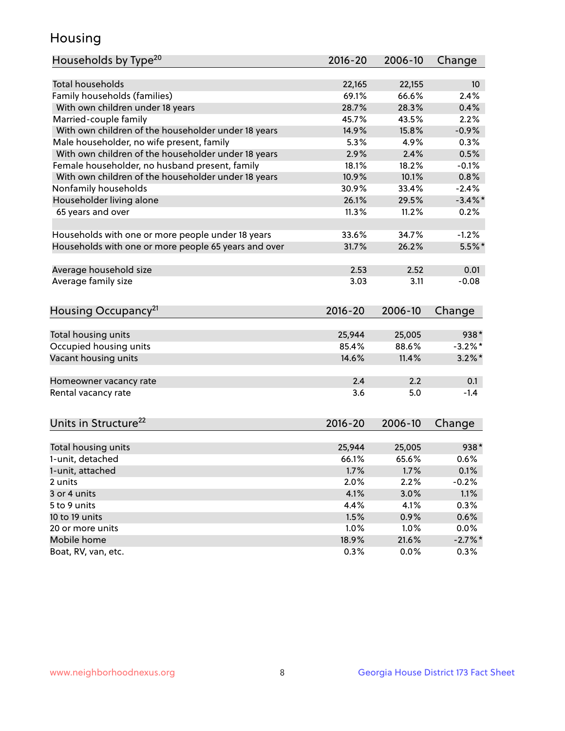# Housing

| Households by Type[20] | 2016-20 | 2006-10 | Change |
|---|---|---|---|
| Total households | 22,165 | 22,155 | 10 |
| Family households (families) | 69.1% | 66.6% | 2.4% |
| With own children under 18 years | 28.7% | 28.3% | 0.4% |
| Married-couple family | 45.7% | 43.5% | 2.2% |
| With own children of the householder under 18 years | 14.9% | 15.8% | -0.9% |
| Male householder, no wife present, family | 5.3% | 4.9% | 0.3% |
| With own children of the householder under 18 years | 2.9% | 2.4% | 0.5% |
| Female householder, no husband present, family | 18.1% | 18.2% | -0.1% |
| With own children of the householder under 18 years | 10.9% | 10.1% | 0.8% |
| Nonfamily households | 30.9% | 33.4% | -2.4% |
| Householder living alone | 26.1% | 29.5% | -3.4%* |
| 65 years and over | 11.3% | 11.2% | 0.2% |
| Households with one or more people under 18 years | 33.6% | 34.7% | -1.2% |
| Households with one or more people 65 years and over | 31.7% | 26.2% | 5.5%* |
| Average household size | 2.53 | 2.52 | 0.01 |
| Average family size | 3.03 | 3.11 | -0.08 |

| Housing Occupancy[21] | 2016-20 | 2006-10 | Change |
|---|---|---|---|
| Total housing units | 25,944 | 25,005 | 938* |
| Occupied housing units | 85.4% | 88.6% | -3.2%* |
| Vacant housing units | 14.6% | 11.4% | 3.2%* |
| Homeowner vacancy rate | 2.4 | 2.2 | 0.1 |
| Rental vacancy rate | 3.6 | 5.0 | -1.4 |

| Units in Structure[22] | 2016-20 | 2006-10 | Change |
|---|---|---|---|
| Total housing units | 25,944 | 25,005 | 938* |
| 1-unit, detached | 66.1% | 65.6% | 0.6% |
| 1-unit, attached | 1.7% | 1.7% | 0.1% |
| 2 units | 2.0% | 2.2% | -0.2% |
| 3 or 4 units | 4.1% | 3.0% | 1.1% |
| 5 to 9 units | 4.4% | 4.1% | 0.3% |
| 10 to 19 units | 1.5% | 0.9% | 0.6% |
| 20 or more units | 1.0% | 1.0% | 0.0% |
| Mobile home | 18.9% | 21.6% | -2.7%* |
| Boat, RV, van, etc. | 0.3% | 0.0% | 0.3% |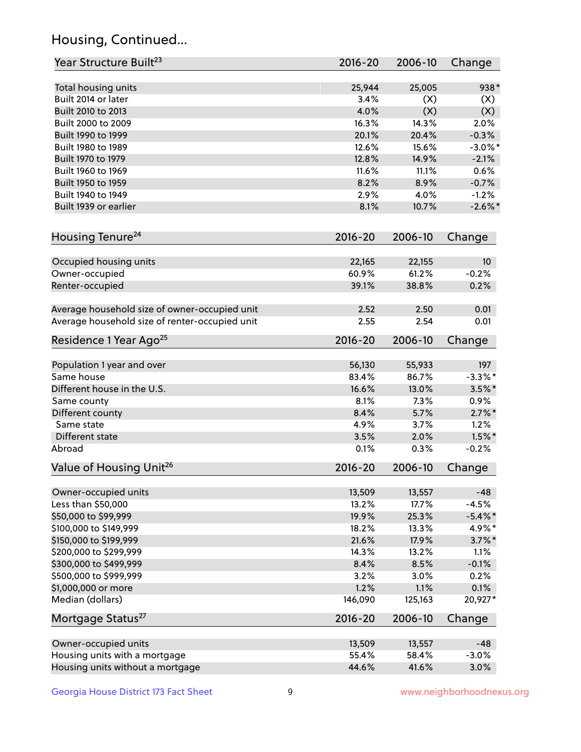## Housing, Continued...

| Year Structure Built[23] | 2016-20 | 2006-10 | Change |
|---|---|---|---|
| Total housing units | 25,944 | 25,005 | 938* |
| Built 2014 or later | 3.4% | (X) | (X) |
| Built 2010 to 2013 | 4.0% | (X) | (X) |
| Built 2000 to 2009 | 16.3% | 14.3% | 2.0% |
| Built 1990 to 1999 | 20.1% | 20.4% | -0.3% |
| Built 1980 to 1989 | 12.6% | 15.6% | -3.0%* |
| Built 1970 to 1979 | 12.8% | 14.9% | -2.1% |
| Built 1960 to 1969 | 11.6% | 11.1% | 0.6% |
| Built 1950 to 1959 | 8.2% | 8.9% | -0.7% |
| Built 1940 to 1949 | 2.9% | 4.0% | -1.2% |
| Built 1939 or earlier | 8.1% | 10.7% | -2.6%* |

| Housing Tenure[24] | 2016-20 | 2006-10 | Change |
|---|---|---|---|
| Occupied housing units | 22,165 | 22,155 | 10 |
| Owner-occupied | 60.9% | 61.2% | -0.2% |
| Renter-occupied | 39.1% | 38.8% | 0.2% |
| Average household size of owner-occupied unit | 2.52 | 2.50 | 0.01 |
| Average household size of renter-occupied unit | 2.55 | 2.54 | 0.01 |

| Residence 1 Year Ago[25] | 2016-20 | 2006-10 | Change |
|---|---|---|---|
| Population 1 year and over | 56,130 | 55,933 | 197 |
| Same house | 83.4% | 86.7% | -3.3%* |
| Different house in the U.S. | 16.6% | 13.0% | 3.5%* |
| Same county | 8.1% | 7.3% | 0.9% |
| Different county | 8.4% | 5.7% | 2.7%* |
| Same state | 4.9% | 3.7% | 1.2% |
| Different state | 3.5% | 2.0% | 1.5%* |
| Abroad | 0.1% | 0.3% | -0.2% |

| Value of Housing Unit[26] | 2016-20 | 2006-10 | Change |
|---|---|---|---|
| Owner-occupied units | 13,509 | 13,557 | -48 |
| Less than $50,000 | 13.2% | 17.7% | -4.5% |
| $50,000 to $99,999 | 19.9% | 25.3% | -5.4%* |
| $100,000 to $149,999 | 18.2% | 13.3% | 4.9%* |
| $150,000 to $199,999 | 21.6% | 17.9% | 3.7%* |
| $200,000 to $299,999 | 14.3% | 13.2% | 1.1% |
| $300,000 to $499,999 | 8.4% | 8.5% | -0.1% |
| $500,000 to $999,999 | 3.2% | 3.0% | 0.2% |
| $1,000,000 or more | 1.2% | 1.1% | 0.1% |
| Median (dollars) | 146,090 | 125,163 | 20,927* |

| Mortgage Status[27] | 2016-20 | 2006-10 | Change |
|---|---|---|---|
| Owner-occupied units | 13,509 | 13,557 | -48 |
| Housing units with a mortgage | 55.4% | 58.4% | -3.0% |
| Housing units without a mortgage | 44.6% | 41.6% | 3.0% |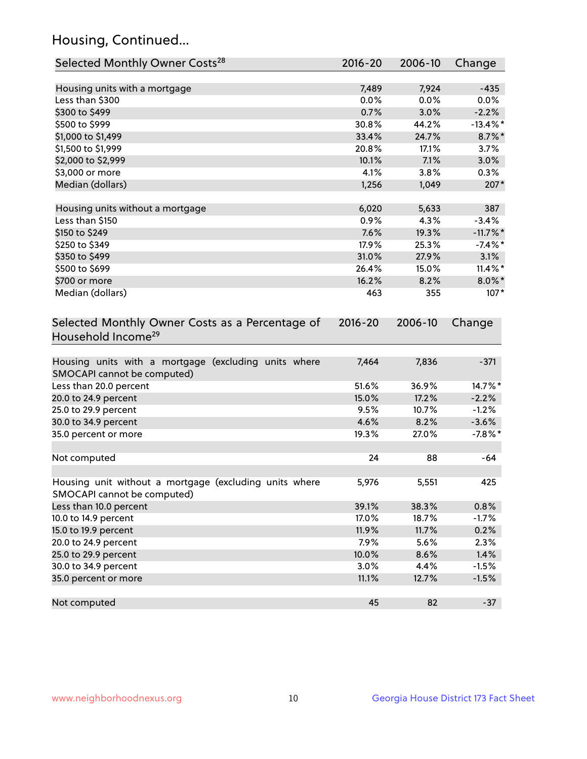## Housing, Continued...

| Selected Monthly Owner Costs[28] | 2016-20 | 2006-10 | Change |
|---|---|---|---|
| Housing units with a mortgage | 7,489 | 7,924 | -435 |
| Less than $300 | 0.0% | 0.0% | 0.0% |
| $300 to $499 | 0.7% | 3.0% | -2.2% |
| $500 to $999 | 30.8% | 44.2% | -13.4%* |
| $1,000 to $1,499 | 33.4% | 24.7% | 8.7%* |
| $1,500 to $1,999 | 20.8% | 17.1% | 3.7% |
| $2,000 to $2,999 | 10.1% | 7.1% | 3.0% |
| $3,000 or more | 4.1% | 3.8% | 0.3% |
| Median (dollars) | 1,256 | 1,049 | 207* |
| | | | |
| Housing units without a mortgage | 6,020 | 5,633 | 387 |
| Less than $150 | 0.9% | 4.3% | -3.4% |
| $150 to $249 | 7.6% | 19.3% | -11.7%* |
| $250 to $349 | 17.9% | 25.3% | -7.4%* |
| $350 to $499 | 31.0% | 27.9% | 3.1% |
| $500 to $699 | 26.4% | 15.0% | 11.4%* |
| $700 or more | 16.2% | 8.2% | 8.0%* |
| Median (dollars) | 463 | 355 | 107* |

| Selected Monthly Owner Costs as a Percentage of Household Income[29] | 2016-20 | 2006-10 | Change |
|---|---|---|---|
| Housing units with a mortgage (excluding units where SMOCAPI cannot be computed) | 7,464 | 7,836 | -371 |
| Less than 20.0 percent | 51.6% | 36.9% | 14.7%* |
| 20.0 to 24.9 percent | 15.0% | 17.2% | -2.2% |
| 25.0 to 29.9 percent | 9.5% | 10.7% | -1.2% |
| 30.0 to 34.9 percent | 4.6% | 8.2% | -3.6% |
| 35.0 percent or more | 19.3% | 27.0% | -7.8%* |
| | | | |
| Not computed | 24 | 88 | -64 |
| | | | |
| Housing unit without a mortgage (excluding units where SMOCAPI cannot be computed) | 5,976 | 5,551 | 425 |
| Less than 10.0 percent | 39.1% | 38.3% | 0.8% |
| 10.0 to 14.9 percent | 17.0% | 18.7% | -1.7% |
| 15.0 to 19.9 percent | 11.9% | 11.7% | 0.2% |
| 20.0 to 24.9 percent | 7.9% | 5.6% | 2.3% |
| 25.0 to 29.9 percent | 10.0% | 8.6% | 1.4% |
| 30.0 to 34.9 percent | 3.0% | 4.4% | -1.5% |
| 35.0 percent or more | 11.1% | 12.7% | -1.5% |
| | | | |
| Not computed | 45 | 82 | -37 |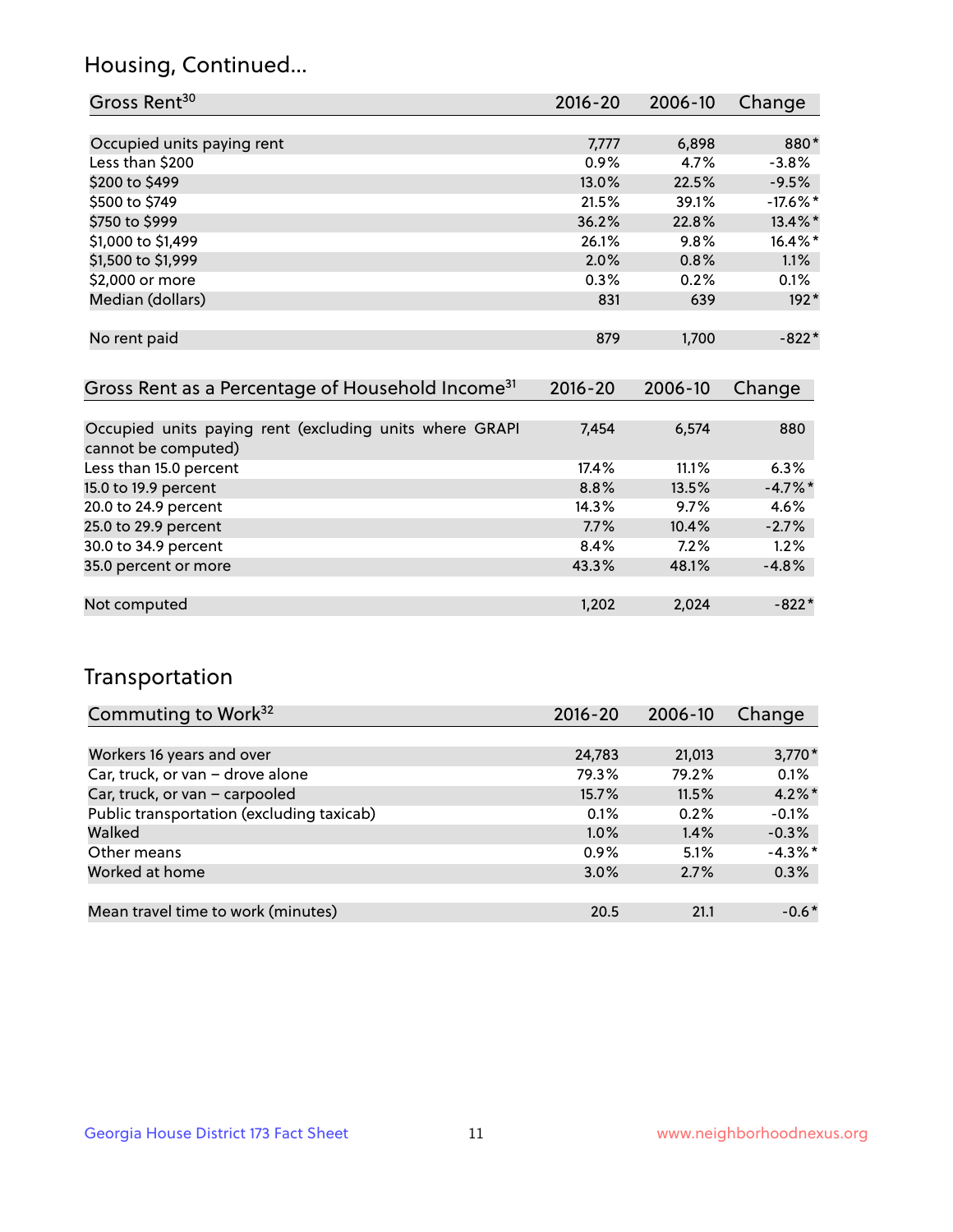## Housing, Continued...

| Gross Rent[30] | 2016-20 | 2006-10 | Change |
|---|---|---|---|
| Occupied units paying rent | 7,777 | 6,898 | 880* |
| Less than $200 | 0.9% | 4.7% | -3.8% |
| $200 to $499 | 13.0% | 22.5% | -9.5% |
| $500 to $749 | 21.5% | 39.1% | -17.6%* |
| $750 to $999 | 36.2% | 22.8% | 13.4%* |
| $1,000 to $1,499 | 26.1% | 9.8% | 16.4%* |
| $1,500 to $1,999 | 2.0% | 0.8% | 1.1% |
| $2,000 or more | 0.3% | 0.2% | 0.1% |
| Median (dollars) | 831 | 639 | 192* |
| No rent paid | 879 | 1,700 | -822* |

| Gross Rent as a Percentage of Household Income[31] | 2016-20 | 2006-10 | Change |
|---|---|---|---|
| Occupied units paying rent (excluding units where GRAPI cannot be computed) | 7,454 | 6,574 | 880 |
| Less than 15.0 percent | 17.4% | 11.1% | 6.3% |
| 15.0 to 19.9 percent | 8.8% | 13.5% | -4.7%* |
| 20.0 to 24.9 percent | 14.3% | 9.7% | 4.6% |
| 25.0 to 29.9 percent | 7.7% | 10.4% | -2.7% |
| 30.0 to 34.9 percent | 8.4% | 7.2% | 1.2% |
| 35.0 percent or more | 43.3% | 48.1% | -4.8% |
| Not computed | 1,202 | 2,024 | -822* |

## Transportation

| Commuting to Work[32] | 2016-20 | 2006-10 | Change |
|---|---|---|---|
| Workers 16 years and over | 24,783 | 21,013 | 3,770* |
| Car, truck, or van – drove alone | 79.3% | 79.2% | 0.1% |
| Car, truck, or van – carpooled | 15.7% | 11.5% | 4.2%* |
| Public transportation (excluding taxicab) | 0.1% | 0.2% | -0.1% |
| Walked | 1.0% | 1.4% | -0.3% |
| Other means | 0.9% | 5.1% | -4.3%* |
| Worked at home | 3.0% | 2.7% | 0.3% |
| Mean travel time to work (minutes) | 20.5 | 21.1 | -0.6* |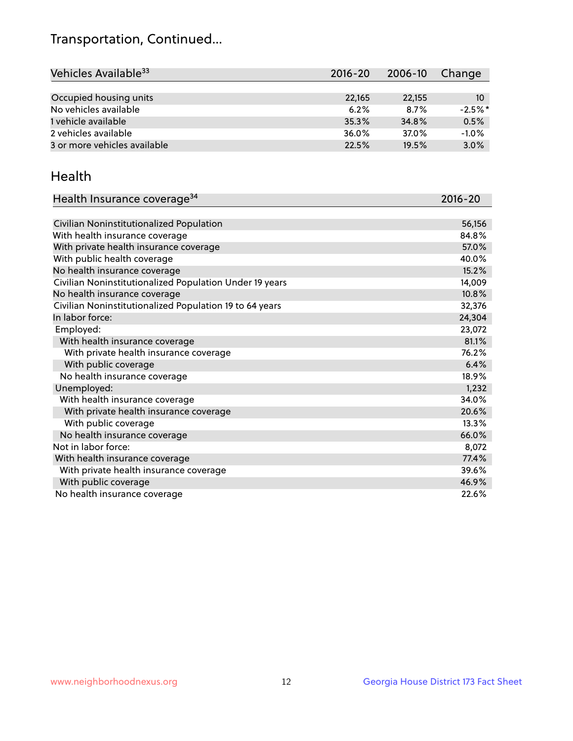# Transportation, Continued...

| Vehicles Available[33] | 2016-20 | 2006-10 | Change |
|---|---|---|---|
| Occupied housing units | 22,165 | 22,155 | 10 |
| No vehicles available | 6.2% | 8.7% | -2.5%* |
| 1 vehicle available | 35.3% | 34.8% | 0.5% |
| 2 vehicles available | 36.0% | 37.0% | -1.0% |
| 3 or more vehicles available | 22.5% | 19.5% | 3.0% |

## Health

| Health Insurance coverage[34] | 2016-20 |
|---|---|
| Civilian Noninstitutionalized Population | 56,156 |
| With health insurance coverage | 84.8% |
| With private health insurance coverage | 57.0% |
| With public health coverage | 40.0% |
| No health insurance coverage | 15.2% |
| Civilian Noninstitutionalized Population Under 19 years | 14,009 |
| No health insurance coverage | 10.8% |
| Civilian Noninstitutionalized Population 19 to 64 years | 32,376 |
| In labor force: | 24,304 |
| Employed: | 23,072 |
| With health insurance coverage | 81.1% |
| With private health insurance coverage | 76.2% |
| With public coverage | 6.4% |
| No health insurance coverage | 18.9% |
| Unemployed: | 1,232 |
| With health insurance coverage | 34.0% |
| With private health insurance coverage | 20.6% |
| With public coverage | 13.3% |
| No health insurance coverage | 66.0% |
| Not in labor force: | 8,072 |
| With health insurance coverage | 77.4% |
| With private health insurance coverage | 39.6% |
| With public coverage | 46.9% |
| No health insurance coverage | 22.6% |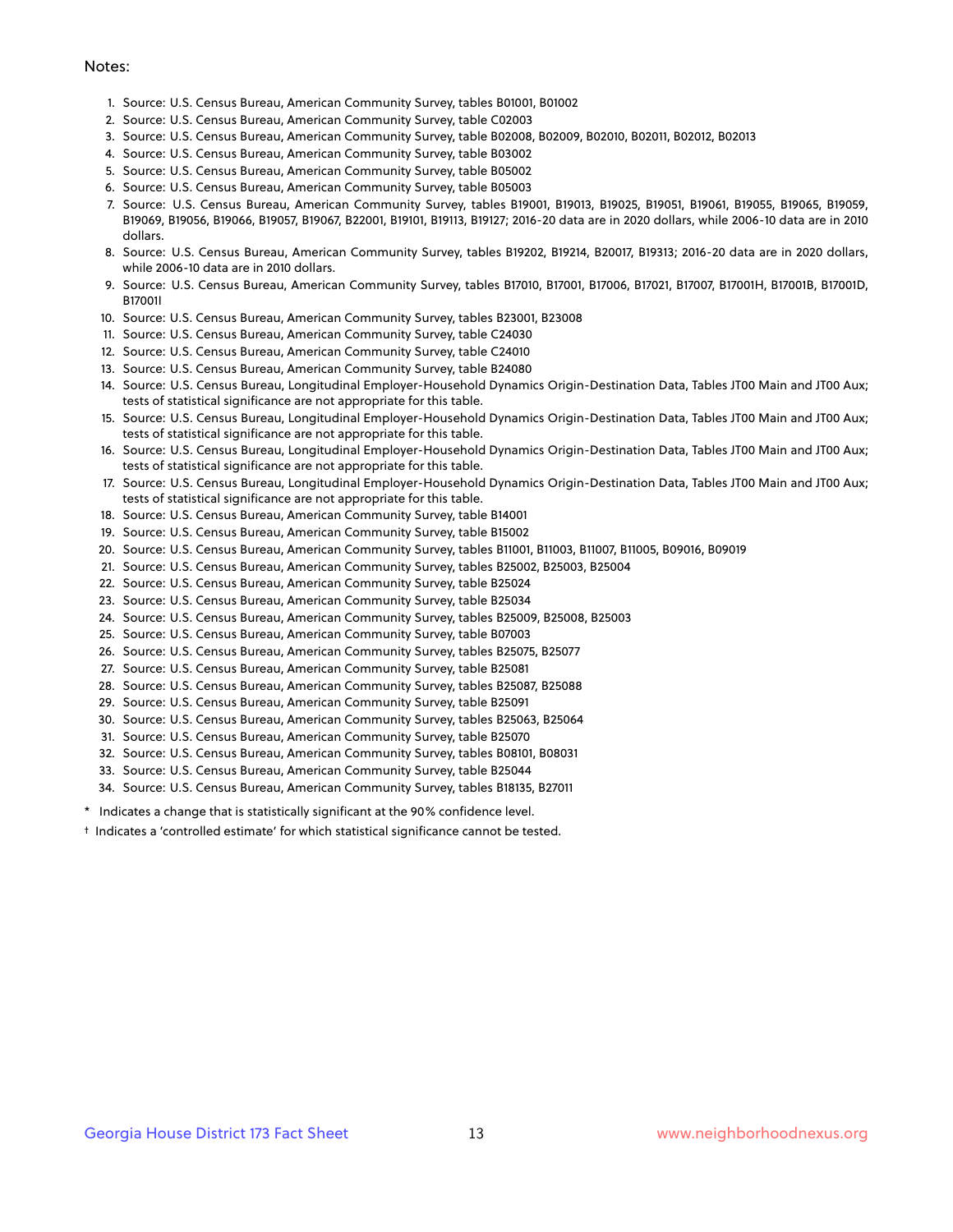Notes:

1. Source: U.S. Census Bureau, American Community Survey, tables B01001, B01002
2. Source: U.S. Census Bureau, American Community Survey, table C02003
3. Source: U.S. Census Bureau, American Community Survey, table B02008, B02009, B02010, B02011, B02012, B02013
4. Source: U.S. Census Bureau, American Community Survey, table B03002
5. Source: U.S. Census Bureau, American Community Survey, table B05002
6. Source: U.S. Census Bureau, American Community Survey, table B05003
7. Source: U.S. Census Bureau, American Community Survey, tables B19001, B19013, B19025, B19051, B19061, B19055, B19065, B19059, B19069, B19056, B19066, B19057, B19067, B22001, B19101, B19113, B19127; 2016-20 data are in 2020 dollars, while 2006-10 data are in 2010 dollars.
8. Source: U.S. Census Bureau, American Community Survey, tables B19202, B19214, B20017, B19313; 2016-20 data are in 2020 dollars, while 2006-10 data are in 2010 dollars.
9. Source: U.S. Census Bureau, American Community Survey, tables B17010, B17001, B17006, B17021, B17007, B17001H, B17001B, B17001D, B17001I
10. Source: U.S. Census Bureau, American Community Survey, tables B23001, B23008
11. Source: U.S. Census Bureau, American Community Survey, table C24030
12. Source: U.S. Census Bureau, American Community Survey, table C24010
13. Source: U.S. Census Bureau, American Community Survey, table B24080
14. Source: U.S. Census Bureau, Longitudinal Employer-Household Dynamics Origin-Destination Data, Tables JT00 Main and JT00 Aux; tests of statistical significance are not appropriate for this table.
15. Source: U.S. Census Bureau, Longitudinal Employer-Household Dynamics Origin-Destination Data, Tables JT00 Main and JT00 Aux; tests of statistical significance are not appropriate for this table.
16. Source: U.S. Census Bureau, Longitudinal Employer-Household Dynamics Origin-Destination Data, Tables JT00 Main and JT00 Aux; tests of statistical significance are not appropriate for this table.
17. Source: U.S. Census Bureau, Longitudinal Employer-Household Dynamics Origin-Destination Data, Tables JT00 Main and JT00 Aux; tests of statistical significance are not appropriate for this table.
18. Source: U.S. Census Bureau, American Community Survey, table B14001
19. Source: U.S. Census Bureau, American Community Survey, table B15002
20. Source: U.S. Census Bureau, American Community Survey, tables B11001, B11003, B11007, B11005, B09016, B09019
21. Source: U.S. Census Bureau, American Community Survey, tables B25002, B25003, B25004
22. Source: U.S. Census Bureau, American Community Survey, table B25024
23. Source: U.S. Census Bureau, American Community Survey, table B25034
24. Source: U.S. Census Bureau, American Community Survey, tables B25009, B25008, B25003
25. Source: U.S. Census Bureau, American Community Survey, table B07003
26. Source: U.S. Census Bureau, American Community Survey, tables B25075, B25077
27. Source: U.S. Census Bureau, American Community Survey, table B25081
28. Source: U.S. Census Bureau, American Community Survey, tables B25087, B25088
29. Source: U.S. Census Bureau, American Community Survey, table B25091
30. Source: U.S. Census Bureau, American Community Survey, tables B25063, B25064
31. Source: U.S. Census Bureau, American Community Survey, table B25070
32. Source: U.S. Census Bureau, American Community Survey, tables B08101, B08031
33. Source: U.S. Census Bureau, American Community Survey, table B25044
34. Source: U.S. Census Bureau, American Community Survey, tables B18135, B27011

\* Indicates a change that is statistically significant at the 90% confidence level.

† Indicates a 'controlled estimate' for which statistical significance cannot be tested.